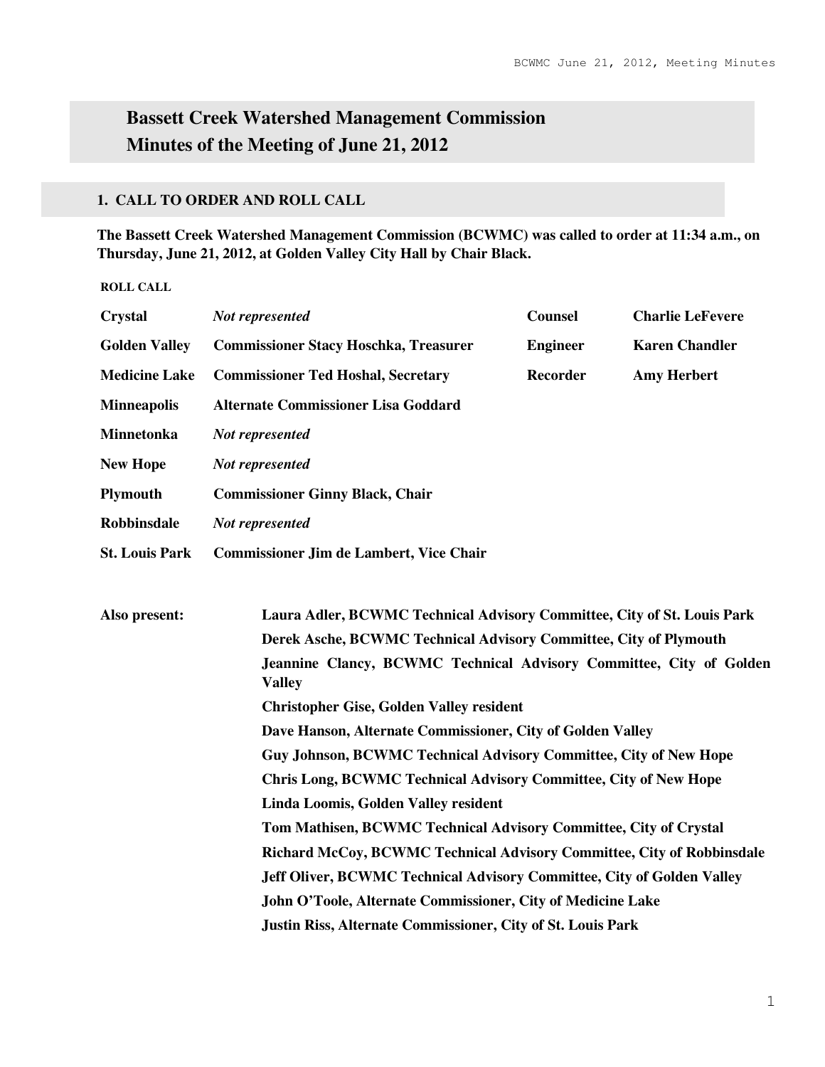# Bassett Creek Watershed Management Commission
# Minutes of the Meeting of June 21, 2012

## 1. CALL TO ORDER AND ROLL CALL

**The Bassett Creek Watershed Management Commission (BCWMC) was called to order at 11:34 a.m., on Thursday, June 21, 2012, at Golden Valley City Hall by Chair Black.**

**ROLL CALL**

| | | | |
|---|---|---|---|
| **Crystal** | *Not represented* | **Counsel** | **Charlie LeFevere** |
| **Golden Valley** | **Commissioner Stacy Hoschka, Treasurer** | **Engineer** | **Karen Chandler** |
| **Medicine Lake** | **Commissioner Ted Hoshal, Secretary** | **Recorder** | **Amy Herbert** |
| **Minneapolis** | **Alternate Commissioner Lisa Goddard** | | |
| **Minnetonka** | *Not represented* | | |
| **New Hope** | *Not represented* | | |
| **Plymouth** | **Commissioner Ginny Black, Chair** | | |
| **Robbinsdale** | *Not represented* | | |
| **St. Louis Park** | **Commissioner Jim de Lambert, Vice Chair** | | |

**Also present:**

- **Laura Adler, BCWMC Technical Advisory Committee, City of St. Louis Park**
- **Derek Asche, BCWMC Technical Advisory Committee, City of Plymouth**
- **Jeannine Clancy, BCWMC Technical Advisory Committee, City of Golden Valley**
- **Christopher Gise, Golden Valley resident**
- **Dave Hanson, Alternate Commissioner, City of Golden Valley**
- **Guy Johnson, BCWMC Technical Advisory Committee, City of New Hope**
- **Chris Long, BCWMC Technical Advisory Committee, City of New Hope**
- **Linda Loomis, Golden Valley resident**
- **Tom Mathisen, BCWMC Technical Advisory Committee, City of Crystal**
- **Richard McCoy, BCWMC Technical Advisory Committee, City of Robbinsdale**
- **Jeff Oliver, BCWMC Technical Advisory Committee, City of Golden Valley**
- **John O'Toole, Alternate Commissioner, City of Medicine Lake**
- **Justin Riss, Alternate Commissioner, City of St. Louis Park**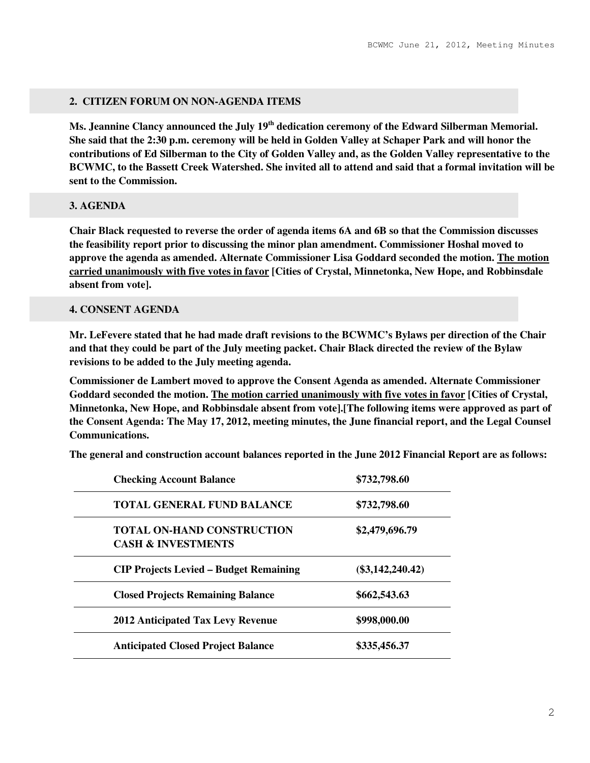## 2. CITIZEN FORUM ON NON-AGENDA ITEMS

**Ms. Jeannine Clancy announced the July 19th dedication ceremony of the Edward Silberman Memorial. She said that the 2:30 p.m. ceremony will be held in Golden Valley at Schaper Park and will honor the contributions of Ed Silberman to the City of Golden Valley and, as the Golden Valley representative to the BCWMC, to the Bassett Creek Watershed. She invited all to attend and said that a formal invitation will be sent to the Commission.**

## 3. AGENDA

**Chair Black requested to reverse the order of agenda items 6A and 6B so that the Commission discusses the feasibility report prior to discussing the minor plan amendment. Commissioner Hoshal moved to approve the agenda as amended. Alternate Commissioner Lisa Goddard seconded the motion. <u>The motion carried unanimously with five votes in favor</u> [Cities of Crystal, Minnetonka, New Hope, and Robbinsdale absent from vote].**

## 4. CONSENT AGENDA

**Mr. LeFevere stated that he had made draft revisions to the BCWMC's Bylaws per direction of the Chair and that they could be part of the July meeting packet. Chair Black directed the review of the Bylaw revisions to be added to the July meeting agenda.**

**Commissioner de Lambert moved to approve the Consent Agenda as amended. Alternate Commissioner Goddard seconded the motion. <u>The motion carried unanimously with five votes in favor</u> [Cities of Crystal, Minnetonka, New Hope, and Robbinsdale absent from vote].[The following items were approved as part of the Consent Agenda: The May 17, 2012, meeting minutes, the June financial report, and the Legal Counsel Communications.**

**The general and construction account balances reported in the June 2012 Financial Report are as follows:**

| | |
|---|---|
| **Checking Account Balance** | **$732,798.60** |
| **TOTAL GENERAL FUND BALANCE** | **$732,798.60** |
| **TOTAL ON-HAND CONSTRUCTION CASH & INVESTMENTS** | **$2,479,696.79** |
| **CIP Projects Levied – Budget Remaining** | **($3,142,240.42)** |
| **Closed Projects Remaining Balance** | **$662,543.63** |
| **2012 Anticipated Tax Levy Revenue** | **$998,000.00** |
| **Anticipated Closed Project Balance** | **$335,456.37** |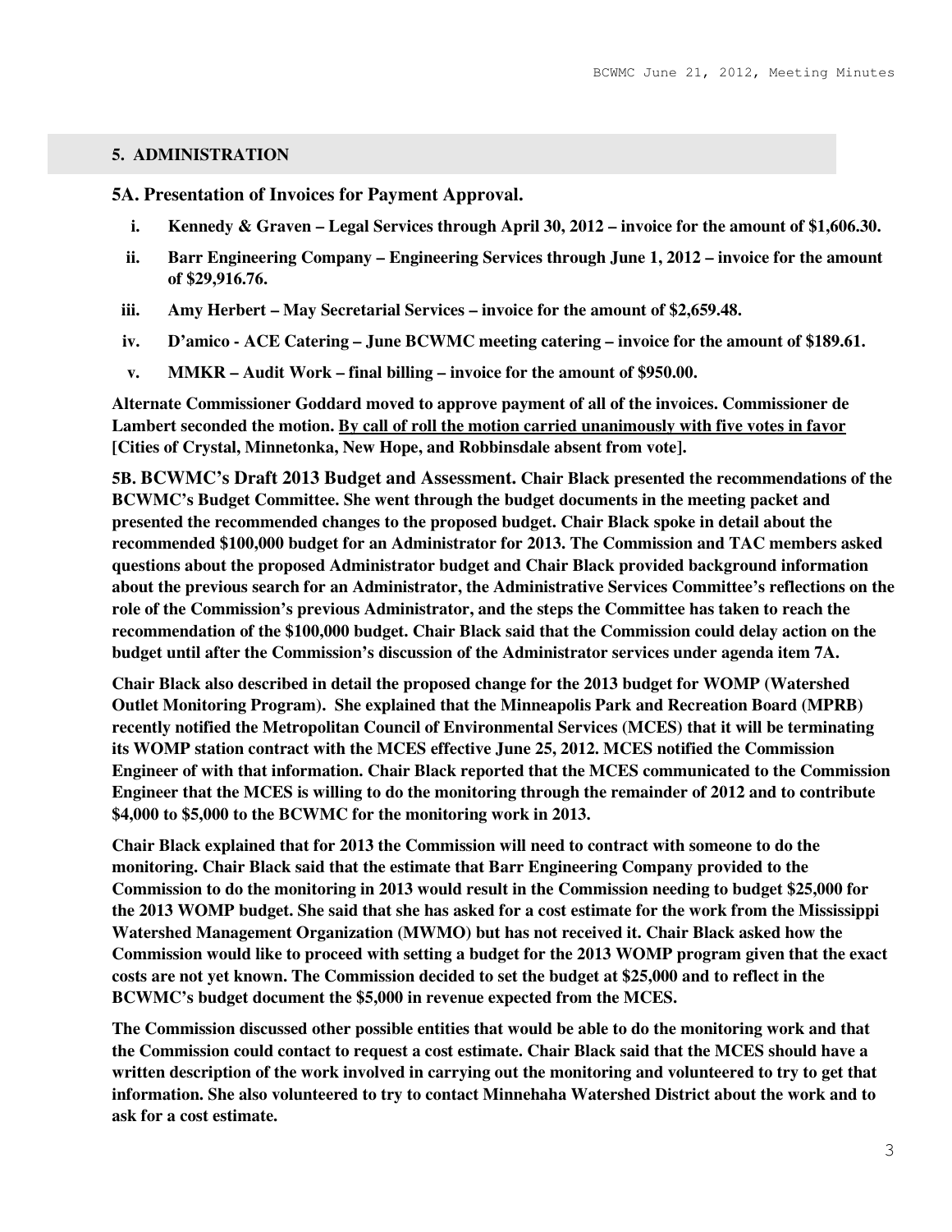## 5. ADMINISTRATION

### 5A. Presentation of Invoices for Payment Approval.

i. **Kennedy & Graven – Legal Services through April 30, 2012 – invoice for the amount of $1,606.30.**

ii. **Barr Engineering Company – Engineering Services through June 1, 2012 – invoice for the amount of $29,916.76.**

iii. **Amy Herbert – May Secretarial Services – invoice for the amount of $2,659.48.**

iv. **D'amico - ACE Catering – June BCWMC meeting catering – invoice for the amount of $189.61.**

v. **MMKR – Audit Work – final billing – invoice for the amount of $950.00.**

**Alternate Commissioner Goddard moved to approve payment of all of the invoices. Commissioner de Lambert seconded the motion. By call of roll the motion carried unanimously with five votes in favor [Cities of Crystal, Minnetonka, New Hope, and Robbinsdale absent from vote].**

**5B. BCWMC's Draft 2013 Budget and Assessment. Chair Black presented the recommendations of the BCWMC's Budget Committee. She went through the budget documents in the meeting packet and presented the recommended changes to the proposed budget. Chair Black spoke in detail about the recommended $100,000 budget for an Administrator for 2013. The Commission and TAC members asked questions about the proposed Administrator budget and Chair Black provided background information about the previous search for an Administrator, the Administrative Services Committee's reflections on the role of the Commission's previous Administrator, and the steps the Committee has taken to reach the recommendation of the $100,000 budget. Chair Black said that the Commission could delay action on the budget until after the Commission's discussion of the Administrator services under agenda item 7A.**

**Chair Black also described in detail the proposed change for the 2013 budget for WOMP (Watershed Outlet Monitoring Program). She explained that the Minneapolis Park and Recreation Board (MPRB) recently notified the Metropolitan Council of Environmental Services (MCES) that it will be terminating its WOMP station contract with the MCES effective June 25, 2012. MCES notified the Commission Engineer of with that information. Chair Black reported that the MCES communicated to the Commission Engineer that the MCES is willing to do the monitoring through the remainder of 2012 and to contribute $4,000 to $5,000 to the BCWMC for the monitoring work in 2013.**

**Chair Black explained that for 2013 the Commission will need to contract with someone to do the monitoring. Chair Black said that the estimate that Barr Engineering Company provided to the Commission to do the monitoring in 2013 would result in the Commission needing to budget $25,000 for the 2013 WOMP budget. She said that she has asked for a cost estimate for the work from the Mississippi Watershed Management Organization (MWMO) but has not received it. Chair Black asked how the Commission would like to proceed with setting a budget for the 2013 WOMP program given that the exact costs are not yet known. The Commission decided to set the budget at $25,000 and to reflect in the BCWMC's budget document the $5,000 in revenue expected from the MCES.**

**The Commission discussed other possible entities that would be able to do the monitoring work and that the Commission could contact to request a cost estimate. Chair Black said that the MCES should have a written description of the work involved in carrying out the monitoring and volunteered to try to get that information. She also volunteered to try to contact Minnehaha Watershed District about the work and to ask for a cost estimate.**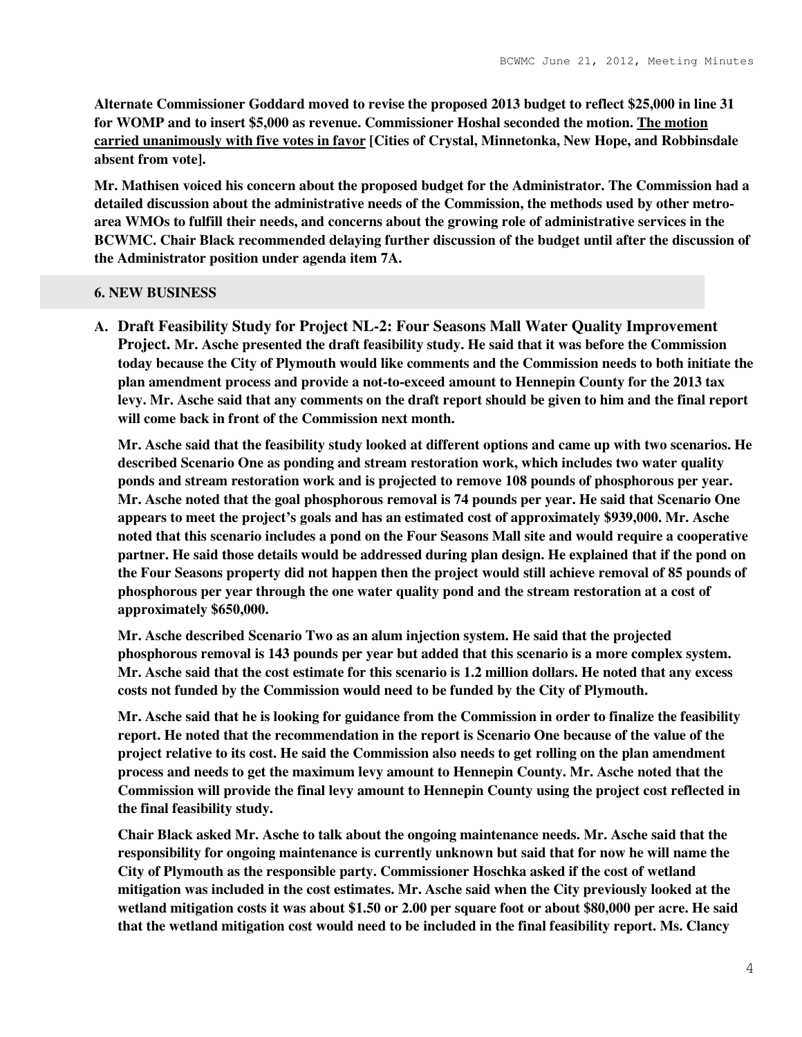**Alternate Commissioner Goddard moved to revise the proposed 2013 budget to reflect $25,000 in line 31 for WOMP and to insert $5,000 as revenue. Commissioner Hoshal seconded the motion. <u>The motion carried unanimously with five votes in favor</u> [Cities of Crystal, Minnetonka, New Hope, and Robbinsdale absent from vote].**

**Mr. Mathisen voiced his concern about the proposed budget for the Administrator. The Commission had a detailed discussion about the administrative needs of the Commission, the methods used by other metro-area WMOs to fulfill their needs, and concerns about the growing role of administrative services in the BCWMC. Chair Black recommended delaying further discussion of the budget until after the discussion of the Administrator position under agenda item 7A.**

## 6. NEW BUSINESS

**A. Draft Feasibility Study for Project NL-2: Four Seasons Mall Water Quality Improvement Project. Mr. Asche presented the draft feasibility study. He said that it was before the Commission today because the City of Plymouth would like comments and the Commission needs to both initiate the plan amendment process and provide a not-to-exceed amount to Hennepin County for the 2013 tax levy. Mr. Asche said that any comments on the draft report should be given to him and the final report will come back in front of the Commission next month.**

**Mr. Asche said that the feasibility study looked at different options and came up with two scenarios. He described Scenario One as ponding and stream restoration work, which includes two water quality ponds and stream restoration work and is projected to remove 108 pounds of phosphorous per year. Mr. Asche noted that the goal phosphorous removal is 74 pounds per year. He said that Scenario One appears to meet the project's goals and has an estimated cost of approximately $939,000. Mr. Asche noted that this scenario includes a pond on the Four Seasons Mall site and would require a cooperative partner. He said those details would be addressed during plan design. He explained that if the pond on the Four Seasons property did not happen then the project would still achieve removal of 85 pounds of phosphorous per year through the one water quality pond and the stream restoration at a cost of approximately $650,000.**

**Mr. Asche described Scenario Two as an alum injection system. He said that the projected phosphorous removal is 143 pounds per year but added that this scenario is a more complex system. Mr. Asche said that the cost estimate for this scenario is 1.2 million dollars. He noted that any excess costs not funded by the Commission would need to be funded by the City of Plymouth.**

**Mr. Asche said that he is looking for guidance from the Commission in order to finalize the feasibility report. He noted that the recommendation in the report is Scenario One because of the value of the project relative to its cost. He said the Commission also needs to get rolling on the plan amendment process and needs to get the maximum levy amount to Hennepin County. Mr. Asche noted that the Commission will provide the final levy amount to Hennepin County using the project cost reflected in the final feasibility study.**

**Chair Black asked Mr. Asche to talk about the ongoing maintenance needs. Mr. Asche said that the responsibility for ongoing maintenance is currently unknown but said that for now he will name the City of Plymouth as the responsible party. Commissioner Hoschka asked if the cost of wetland mitigation was included in the cost estimates. Mr. Asche said when the City previously looked at the wetland mitigation costs it was about $1.50 or 2.00 per square foot or about $80,000 per acre. He said that the wetland mitigation cost would need to be included in the final feasibility report. Ms. Clancy**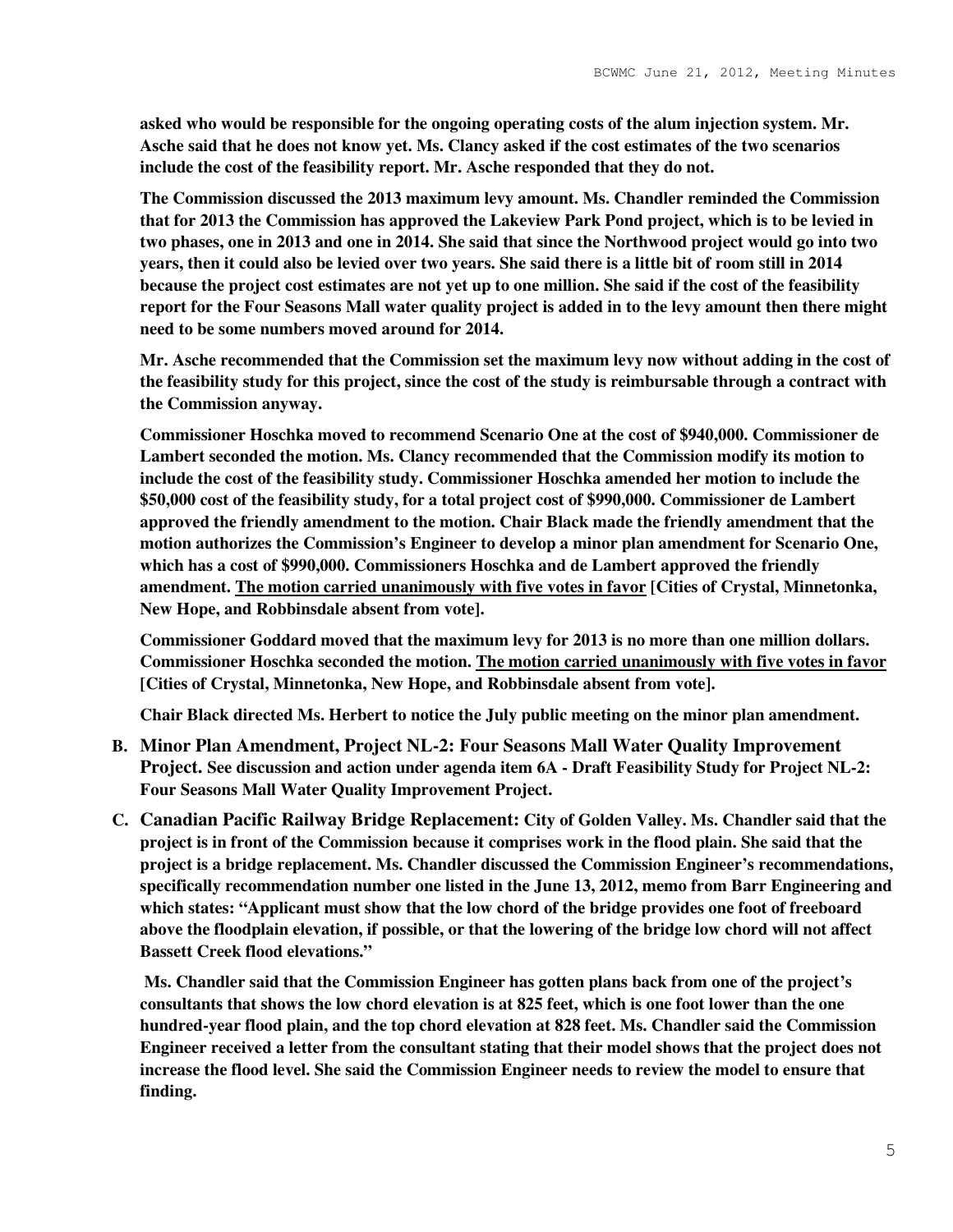**asked who would be responsible for the ongoing operating costs of the alum injection system. Mr. Asche said that he does not know yet. Ms. Clancy asked if the cost estimates of the two scenarios include the cost of the feasibility report. Mr. Asche responded that they do not.**

**The Commission discussed the 2013 maximum levy amount. Ms. Chandler reminded the Commission that for 2013 the Commission has approved the Lakeview Park Pond project, which is to be levied in two phases, one in 2013 and one in 2014. She said that since the Northwood project would go into two years, then it could also be levied over two years. She said there is a little bit of room still in 2014 because the project cost estimates are not yet up to one million. She said if the cost of the feasibility report for the Four Seasons Mall water quality project is added in to the levy amount then there might need to be some numbers moved around for 2014.**

**Mr. Asche recommended that the Commission set the maximum levy now without adding in the cost of the feasibility study for this project, since the cost of the study is reimbursable through a contract with the Commission anyway.**

**Commissioner Hoschka moved to recommend Scenario One at the cost of $940,000. Commissioner de Lambert seconded the motion. Ms. Clancy recommended that the Commission modify its motion to include the cost of the feasibility study. Commissioner Hoschka amended her motion to include the $50,000 cost of the feasibility study, for a total project cost of $990,000. Commissioner de Lambert approved the friendly amendment to the motion. Chair Black made the friendly amendment that the motion authorizes the Commission's Engineer to develop a minor plan amendment for Scenario One, which has a cost of $990,000. Commissioners Hoschka and de Lambert approved the friendly amendment. <u>The motion carried unanimously with five votes in favor</u> [Cities of Crystal, Minnetonka, New Hope, and Robbinsdale absent from vote].**

**Commissioner Goddard moved that the maximum levy for 2013 is no more than one million dollars. Commissioner Hoschka seconded the motion. <u>The motion carried unanimously with five votes in favor</u> [Cities of Crystal, Minnetonka, New Hope, and Robbinsdale absent from vote].**

**Chair Black directed Ms. Herbert to notice the July public meeting on the minor plan amendment.**

**B. Minor Plan Amendment, Project NL-2: Four Seasons Mall Water Quality Improvement Project.** **See discussion and action under agenda item 6A - Draft Feasibility Study for Project NL-2: Four Seasons Mall Water Quality Improvement Project.**

**C. Canadian Pacific Railway Bridge Replacement:** **City of Golden Valley. Ms. Chandler said that the project is in front of the Commission because it comprises work in the flood plain. She said that the project is a bridge replacement. Ms. Chandler discussed the Commission Engineer's recommendations, specifically recommendation number one listed in the June 13, 2012, memo from Barr Engineering and which states: "Applicant must show that the low chord of the bridge provides one foot of freeboard above the floodplain elevation, if possible, or that the lowering of the bridge low chord will not affect Bassett Creek flood elevations."**

**Ms. Chandler said that the Commission Engineer has gotten plans back from one of the project's consultants that shows the low chord elevation is at 825 feet, which is one foot lower than the one hundred-year flood plain, and the top chord elevation at 828 feet. Ms. Chandler said the Commission Engineer received a letter from the consultant stating that their model shows that the project does not increase the flood level. She said the Commission Engineer needs to review the model to ensure that finding.**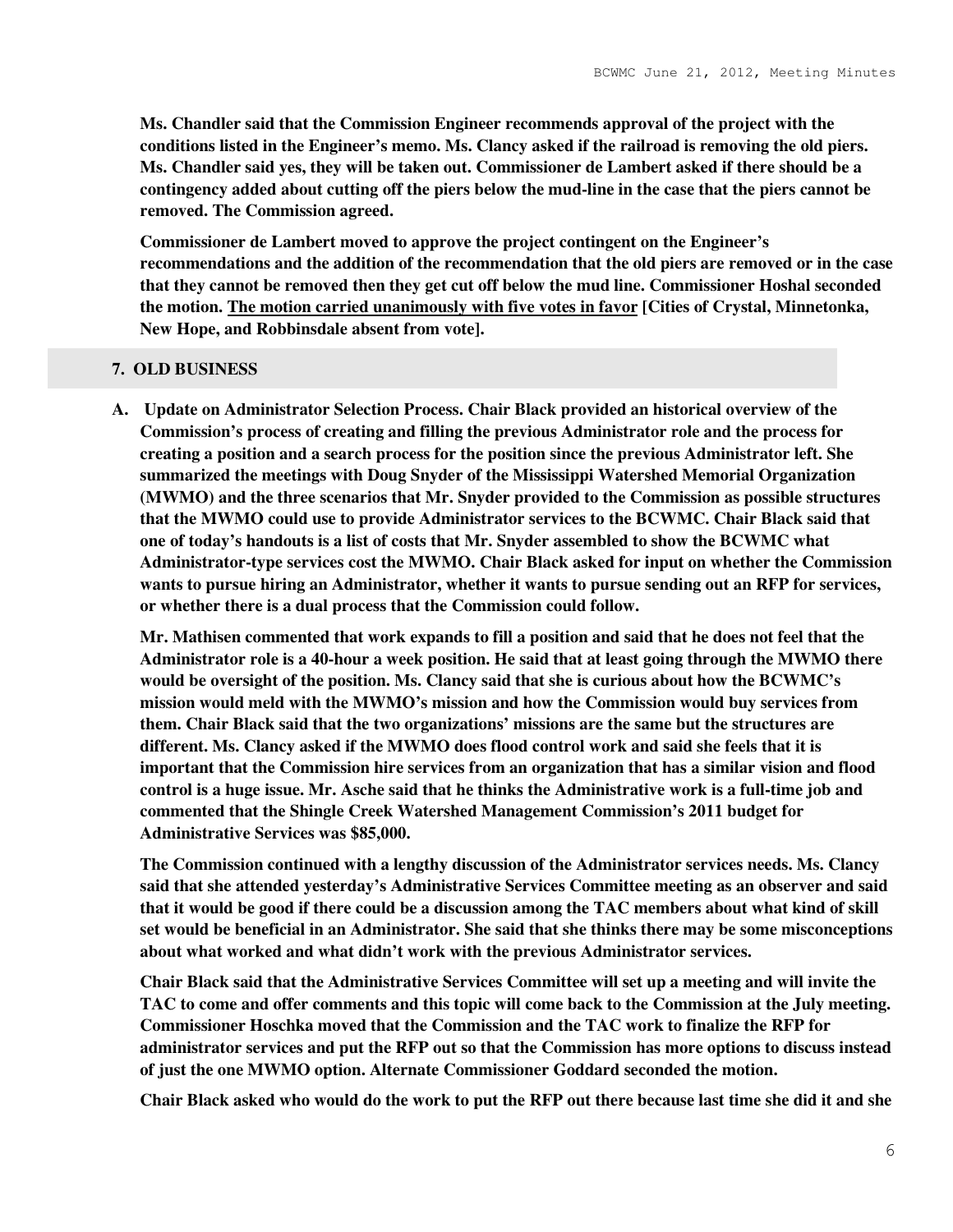**Ms. Chandler said that the Commission Engineer recommends approval of the project with the conditions listed in the Engineer's memo. Ms. Clancy asked if the railroad is removing the old piers. Ms. Chandler said yes, they will be taken out. Commissioner de Lambert asked if there should be a contingency added about cutting off the piers below the mud-line in the case that the piers cannot be removed. The Commission agreed.**

**Commissioner de Lambert moved to approve the project contingent on the Engineer's recommendations and the addition of the recommendation that the old piers are removed or in the case that they cannot be removed then they get cut off below the mud line. Commissioner Hoshal seconded the motion. <u>The motion carried unanimously with five votes in favor</u> [Cities of Crystal, Minnetonka, New Hope, and Robbinsdale absent from vote].**

## 7. OLD BUSINESS

**A. Update on Administrator Selection Process. Chair Black provided an historical overview of the Commission's process of creating and filling the previous Administrator role and the process for creating a position and a search process for the position since the previous Administrator left. She summarized the meetings with Doug Snyder of the Mississippi Watershed Memorial Organization (MWMO) and the three scenarios that Mr. Snyder provided to the Commission as possible structures that the MWMO could use to provide Administrator services to the BCWMC. Chair Black said that one of today's handouts is a list of costs that Mr. Snyder assembled to show the BCWMC what Administrator-type services cost the MWMO. Chair Black asked for input on whether the Commission wants to pursue hiring an Administrator, whether it wants to pursue sending out an RFP for services, or whether there is a dual process that the Commission could follow.**

**Mr. Mathisen commented that work expands to fill a position and said that he does not feel that the Administrator role is a 40-hour a week position. He said that at least going through the MWMO there would be oversight of the position. Ms. Clancy said that she is curious about how the BCWMC's mission would meld with the MWMO's mission and how the Commission would buy services from them. Chair Black said that the two organizations' missions are the same but the structures are different. Ms. Clancy asked if the MWMO does flood control work and said she feels that it is important that the Commission hire services from an organization that has a similar vision and flood control is a huge issue. Mr. Asche said that he thinks the Administrative work is a full-time job and commented that the Shingle Creek Watershed Management Commission's 2011 budget for Administrative Services was $85,000.**

**The Commission continued with a lengthy discussion of the Administrator services needs. Ms. Clancy said that she attended yesterday's Administrative Services Committee meeting as an observer and said that it would be good if there could be a discussion among the TAC members about what kind of skill set would be beneficial in an Administrator. She said that she thinks there may be some misconceptions about what worked and what didn't work with the previous Administrator services.**

**Chair Black said that the Administrative Services Committee will set up a meeting and will invite the TAC to come and offer comments and this topic will come back to the Commission at the July meeting. Commissioner Hoschka moved that the Commission and the TAC work to finalize the RFP for administrator services and put the RFP out so that the Commission has more options to discuss instead of just the one MWMO option. Alternate Commissioner Goddard seconded the motion.**

**Chair Black asked who would do the work to put the RFP out there because last time she did it and she**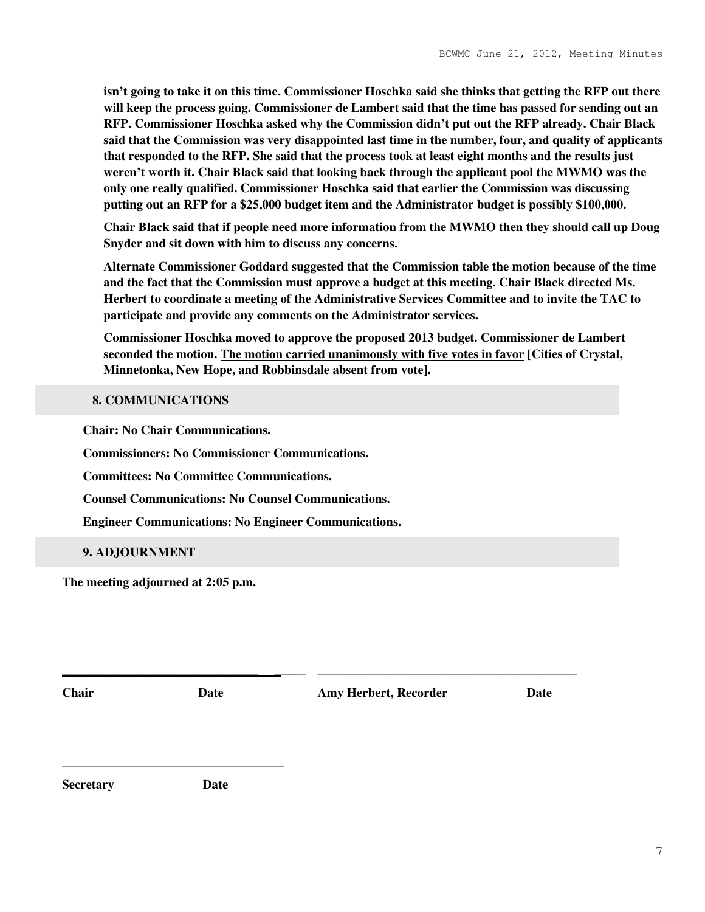**isn't going to take it on this time. Commissioner Hoschka said she thinks that getting the RFP out there will keep the process going. Commissioner de Lambert said that the time has passed for sending out an RFP. Commissioner Hoschka asked why the Commission didn't put out the RFP already. Chair Black said that the Commission was very disappointed last time in the number, four, and quality of applicants that responded to the RFP. She said that the process took at least eight months and the results just weren't worth it. Chair Black said that looking back through the applicant pool the MWMO was the only one really qualified. Commissioner Hoschka said that earlier the Commission was discussing putting out an RFP for a $25,000 budget item and the Administrator budget is possibly $100,000.**

**Chair Black said that if people need more information from the MWMO then they should call up Doug Snyder and sit down with him to discuss any concerns.**

**Alternate Commissioner Goddard suggested that the Commission table the motion because of the time and the fact that the Commission must approve a budget at this meeting. Chair Black directed Ms. Herbert to coordinate a meeting of the Administrative Services Committee and to invite the TAC to participate and provide any comments on the Administrator services.**

**Commissioner Hoschka moved to approve the proposed 2013 budget. Commissioner de Lambert seconded the motion. <u>The motion carried unanimously with five votes in favor</u> [Cities of Crystal, Minnetonka, New Hope, and Robbinsdale absent from vote].**

## 8. COMMUNICATIONS

**Chair: No Chair Communications.**

**Commissioners: No Commissioner Communications.**

**Committees: No Committee Communications.**

**Counsel Communications: No Counsel Communications.**

**Engineer Communications: No Engineer Communications.**

## 9. ADJOURNMENT

**The meeting adjourned at 2:05 p.m.**

\_\_\_\_\_\_\_\_\_\_\_\_\_\_\_\_\_\_\_\_\_\_\_\_\_\_\_\_\_\_\_\_\_\_\_ \_\_\_\_\_\_\_\_\_\_\_\_\_\_\_\_\_\_\_\_\_\_\_\_\_\_\_\_\_\_\_\_\_\_\_\_\_\_\_\_\_

**Chair** **Date** **Amy Herbert, Recorder** **Date**

\_\_\_\_\_\_\_\_\_\_\_\_\_\_\_\_\_\_\_\_\_\_\_\_\_\_\_\_\_\_\_\_\_\_\_

**Secretary** **Date**